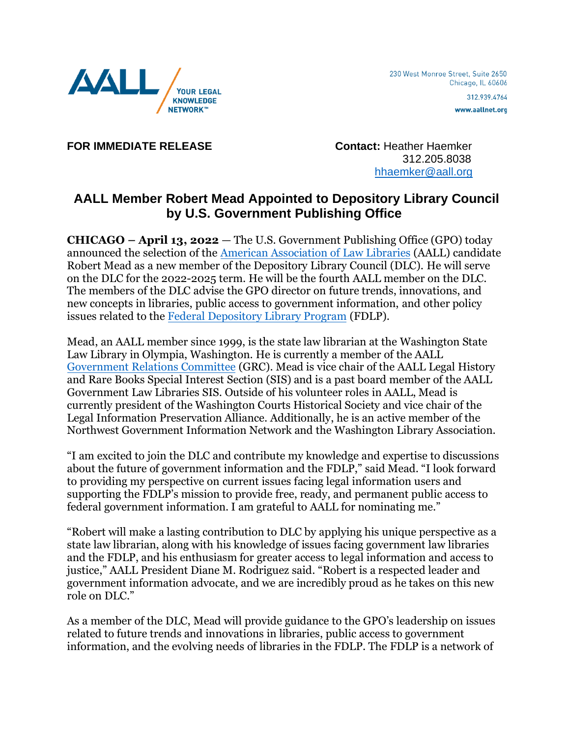AALL YOUR LEGAL KNOWLEDGE NETWORK™

230 West Monroe Street, Suite 2650
Chicago, IL 60606
312.939.4764
www.aallnet.org

**FOR IMMEDIATE RELEASE**

**Contact:** Heather Haemker
312.205.8038
hhaemker@aall.org

## AALL Member Robert Mead Appointed to Depository Library Council by U.S. Government Publishing Office

**CHICAGO – April 13, 2022** — The U.S. Government Publishing Office (GPO) today announced the selection of the American Association of Law Libraries (AALL) candidate Robert Mead as a new member of the Depository Library Council (DLC). He will serve on the DLC for the 2022-2025 term. He will be the fourth AALL member on the DLC. The members of the DLC advise the GPO director on future trends, innovations, and new concepts in libraries, public access to government information, and other policy issues related to the Federal Depository Library Program (FDLP).

Mead, an AALL member since 1999, is the state law librarian at the Washington State Law Library in Olympia, Washington. He is currently a member of the AALL Government Relations Committee (GRC). Mead is vice chair of the AALL Legal History and Rare Books Special Interest Section (SIS) and is a past board member of the AALL Government Law Libraries SIS. Outside of his volunteer roles in AALL, Mead is currently president of the Washington Courts Historical Society and vice chair of the Legal Information Preservation Alliance. Additionally, he is an active member of the Northwest Government Information Network and the Washington Library Association.

"I am excited to join the DLC and contribute my knowledge and expertise to discussions about the future of government information and the FDLP," said Mead. "I look forward to providing my perspective on current issues facing legal information users and supporting the FDLP's mission to provide free, ready, and permanent public access to federal government information. I am grateful to AALL for nominating me."

"Robert will make a lasting contribution to DLC by applying his unique perspective as a state law librarian, along with his knowledge of issues facing government law libraries and the FDLP, and his enthusiasm for greater access to legal information and access to justice," AALL President Diane M. Rodriguez said. "Robert is a respected leader and government information advocate, and we are incredibly proud as he takes on this new role on DLC."

As a member of the DLC, Mead will provide guidance to the GPO's leadership on issues related to future trends and innovations in libraries, public access to government information, and the evolving needs of libraries in the FDLP. The FDLP is a network of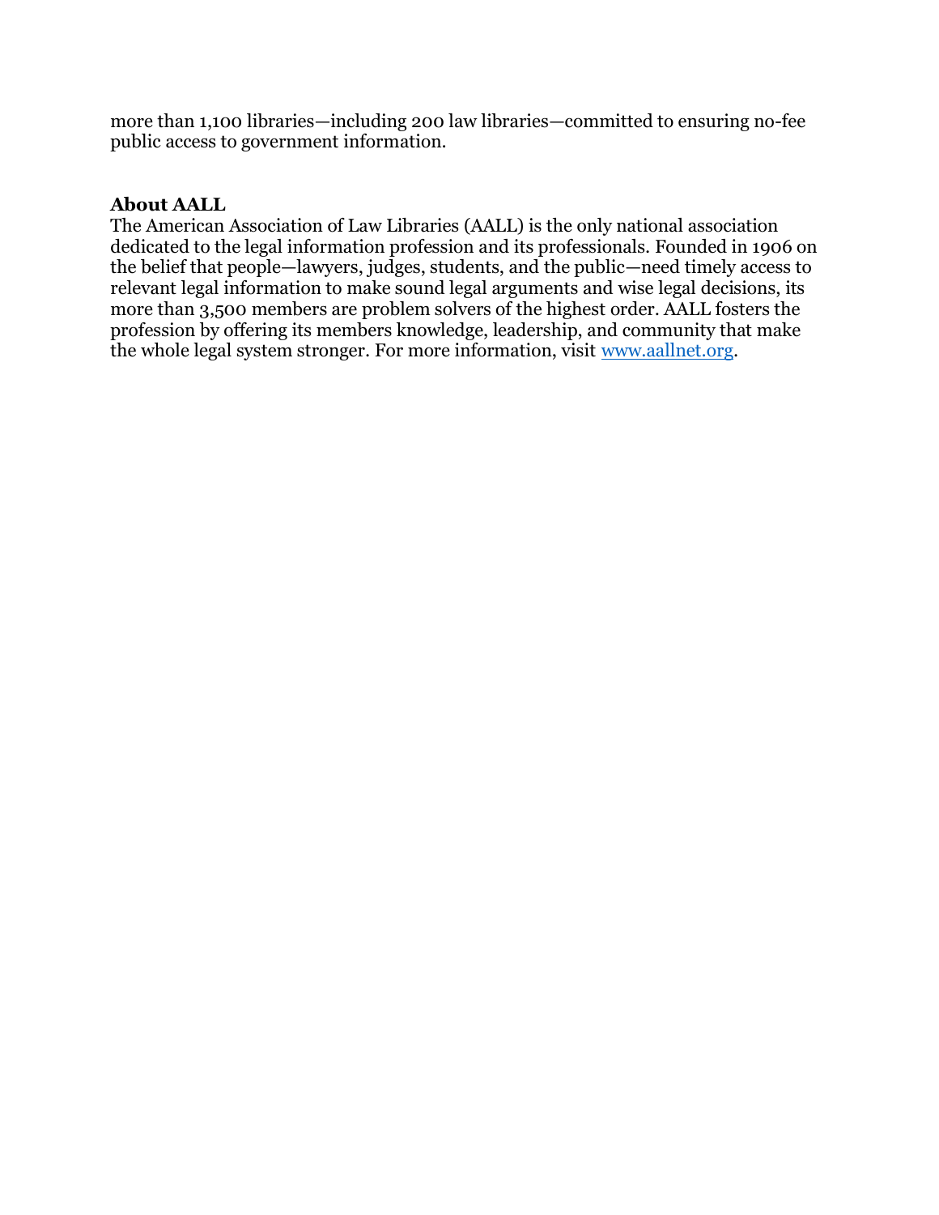more than 1,100 libraries—including 200 law libraries—committed to ensuring no-fee public access to government information.

**About AALL**

The American Association of Law Libraries (AALL) is the only national association dedicated to the legal information profession and its professionals. Founded in 1906 on the belief that people—lawyers, judges, students, and the public—need timely access to relevant legal information to make sound legal arguments and wise legal decisions, its more than 3,500 members are problem solvers of the highest order. AALL fosters the profession by offering its members knowledge, leadership, and community that make the whole legal system stronger. For more information, visit [www.aallnet.org](http://www.aallnet.org).